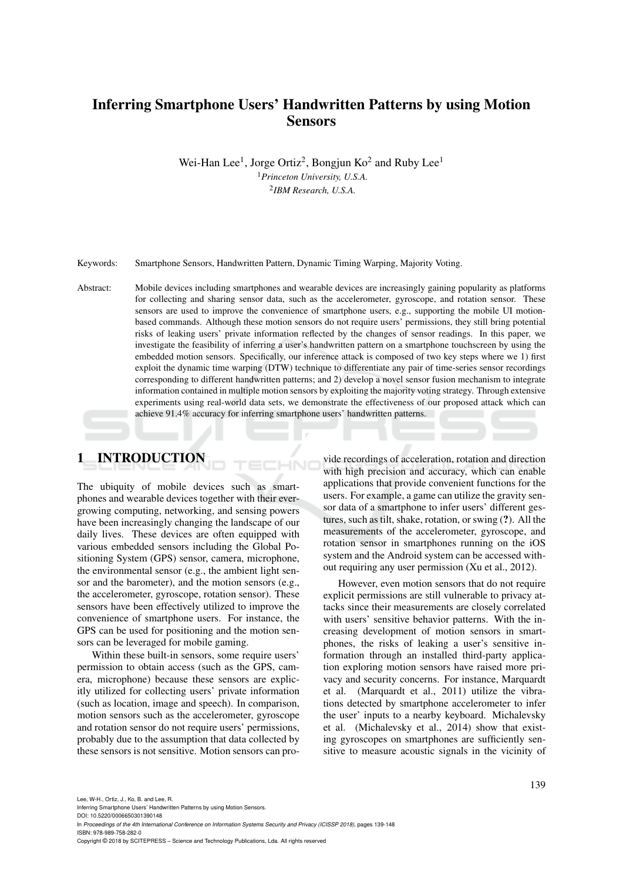# Inferring Smartphone Users' Handwritten Patterns by using Motion Sensors

Wei-Han Lee[1], Jorge Ortiz[2], Bongjun Ko[2] and Ruby Lee[1]

[1] *Princeton University, U.S.A.*

[2] *IBM Research, U.S.A.*

Keywords: Smartphone Sensors, Handwritten Pattern, Dynamic Timing Warping, Majority Voting.

Abstract: Mobile devices including smartphones and wearable devices are increasingly gaining popularity as platforms for collecting and sharing sensor data, such as the accelerometer, gyroscope, and rotation sensor. These sensors are used to improve the convenience of smartphone users, e.g., supporting the mobile UI motion-based commands. Although these motion sensors do not require users' permissions, they still bring potential risks of leaking users' private information reflected by the changes of sensor readings. In this paper, we investigate the feasibility of inferring a user's handwritten pattern on a smartphone touchscreen by using the embedded motion sensors. Specifically, our inference attack is composed of two key steps where we 1) first exploit the dynamic time warping (DTW) technique to differentiate any pair of time-series sensor recordings corresponding to different handwritten patterns; and 2) develop a novel sensor fusion mechanism to integrate information contained in multiple motion sensors by exploiting the majority voting strategy. Through extensive experiments using real-world data sets, we demonstrate the effectiveness of our proposed attack which can achieve 91.4% accuracy for inferring smartphone users' handwritten patterns.

## 1 INTRODUCTION

The ubiquity of mobile devices such as smartphones and wearable devices together with their ever-growing computing, networking, and sensing powers have been increasingly changing the landscape of our daily lives. These devices are often equipped with various embedded sensors including the Global Positioning System (GPS) sensor, camera, microphone, the environmental sensor (e.g., the ambient light sensor and the barometer), and the motion sensors (e.g., the accelerometer, gyroscope, rotation sensor). These sensors have been effectively utilized to improve the convenience of smartphone users. For instance, the GPS can be used for positioning and the motion sensors can be leveraged for mobile gaming.

Within these built-in sensors, some require users' permission to obtain access (such as the GPS, camera, microphone) because these sensors are explicitly utilized for collecting users' private information (such as location, image and speech). In comparison, motion sensors such as the accelerometer, gyroscope and rotation sensor do not require users' permissions, probably due to the assumption that data collected by these sensors is not sensitive. Motion sensors can provide recordings of acceleration, rotation and direction with high precision and accuracy, which can enable applications that provide convenient functions for the users. For example, a game can utilize the gravity sensor data of a smartphone to infer users' different gestures, such as tilt, shake, rotation, or swing (?). All the measurements of the accelerometer, gyroscope, and rotation sensor in smartphones running on the iOS system and the Android system can be accessed without requiring any user permission (Xu et al., 2012).

However, even motion sensors that do not require explicit permissions are still vulnerable to privacy attacks since their measurements are closely correlated with users' sensitive behavior patterns. With the increasing development of motion sensors in smartphones, the risks of leaking a user's sensitive information through an installed third-party application exploring motion sensors have raised more privacy and security concerns. For instance, Marquardt et al. (Marquardt et al., 2011) utilize the vibrations detected by smartphone accelerometer to infer the user' inputs to a nearby keyboard. Michalevsky et al. (Michalevsky et al., 2014) show that existing gyroscopes on smartphones are sufficiently sensitive to measure acoustic signals in the vicinity of

Lee, W-H., Ortiz, J., Ko, B. and Lee, R.
Inferring Smartphone Users Handwritten Patterns by using Motion Sensors.
DOI: 10.5220/0006650301390148
In *Proceedings of the 4th International Conference on Information Systems Security and Privacy (ICISSP 2018)*, pages 139-148
ISBN: 978-989-758-282-0
Copyright © 2018 by SCITEPRESS – Science and Technology Publications, Lda. All rights reserved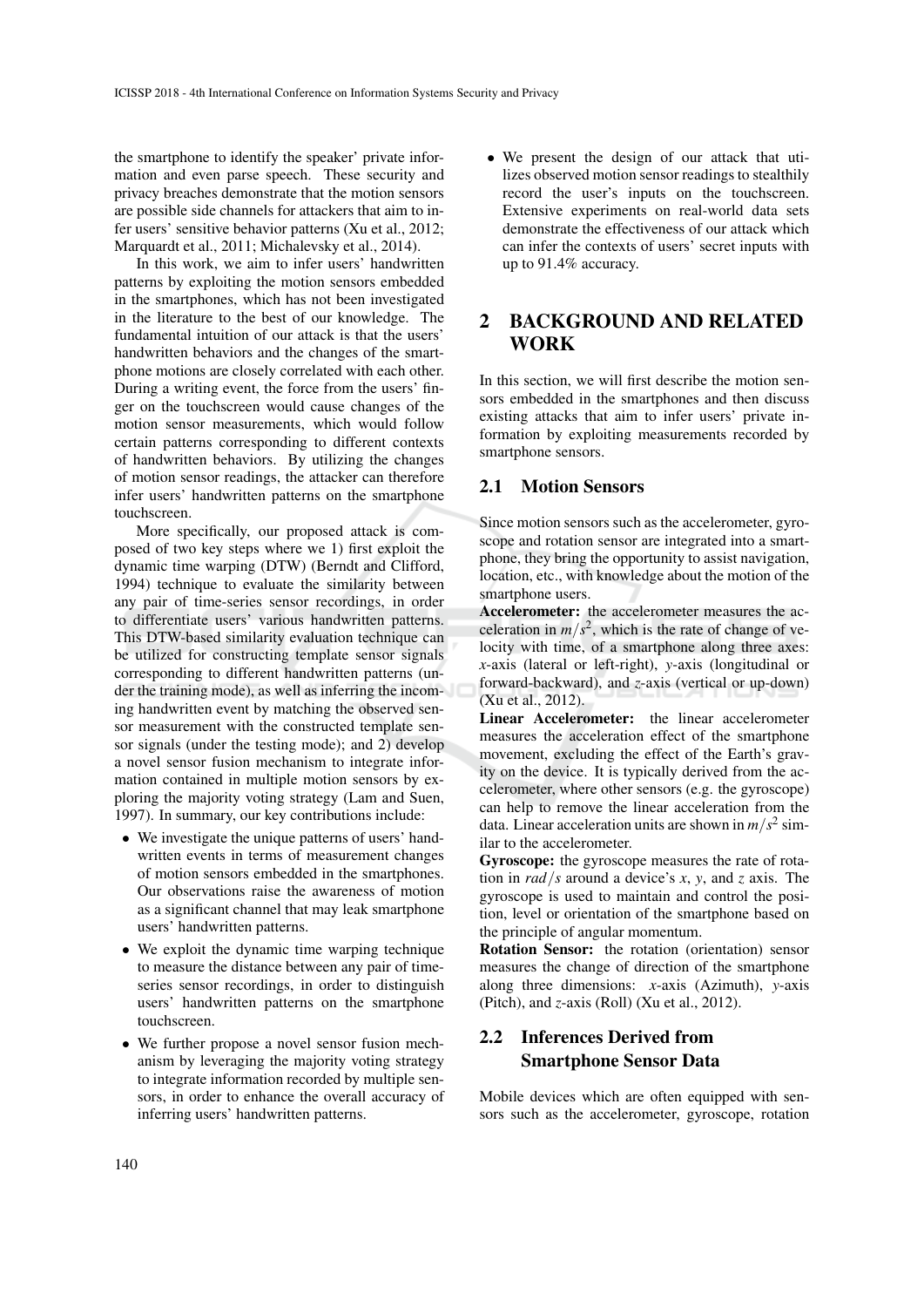the smartphone to identify the speaker' private information and even parse speech. These security and privacy breaches demonstrate that the motion sensors are possible side channels for attackers that aim to infer users' sensitive behavior patterns (Xu et al., 2012; Marquardt et al., 2011; Michalevsky et al., 2014).

In this work, we aim to infer users' handwritten patterns by exploiting the motion sensors embedded in the smartphones, which has not been investigated in the literature to the best of our knowledge. The fundamental intuition of our attack is that the users' handwritten behaviors and the changes of the smartphone motions are closely correlated with each other. During a writing event, the force from the users' finger on the touchscreen would cause changes of the motion sensor measurements, which would follow certain patterns corresponding to different contexts of handwritten behaviors. By utilizing the changes of motion sensor readings, the attacker can therefore infer users' handwritten patterns on the smartphone touchscreen.

More specifically, our proposed attack is composed of two key steps where we 1) first exploit the dynamic time warping (DTW) (Berndt and Clifford, 1994) technique to evaluate the similarity between any pair of time-series sensor recordings, in order to differentiate users' various handwritten patterns. This DTW-based similarity evaluation technique can be utilized for constructing template sensor signals corresponding to different handwritten patterns (under the training mode), as well as inferring the incoming handwritten event by matching the observed sensor measurement with the constructed template sensor signals (under the testing mode); and 2) develop a novel sensor fusion mechanism to integrate information contained in multiple motion sensors by exploring the majority voting strategy (Lam and Suen, 1997). In summary, our key contributions include:

- We investigate the unique patterns of users' handwritten events in terms of measurement changes of motion sensors embedded in the smartphones. Our observations raise the awareness of motion as a significant channel that may leak smartphone users' handwritten patterns.
- We exploit the dynamic time warping technique to measure the distance between any pair of time-series sensor recordings, in order to distinguish users' handwritten patterns on the smartphone touchscreen.
- We further propose a novel sensor fusion mechanism by leveraging the majority voting strategy to integrate information recorded by multiple sensors, in order to enhance the overall accuracy of inferring users' handwritten patterns.
- We present the design of our attack that utilizes observed motion sensor readings to stealthily record the user's inputs on the touchscreen. Extensive experiments on real-world data sets demonstrate the effectiveness of our attack which can infer the contexts of users' secret inputs with up to 91.4% accuracy.

# 2 BACKGROUND AND RELATED WORK

In this section, we will first describe the motion sensors embedded in the smartphones and then discuss existing attacks that aim to infer users' private information by exploiting measurements recorded by smartphone sensors.

## 2.1 Motion Sensors

Since motion sensors such as the accelerometer, gyroscope and rotation sensor are integrated into a smartphone, they bring the opportunity to assist navigation, location, etc., with knowledge about the motion of the smartphone users.

**Accelerometer:** the accelerometer measures the acceleration in $m/s^2$, which is the rate of change of velocity with time, of a smartphone along three axes: *x*-axis (lateral or left-right), *y*-axis (longitudinal or forward-backward), and *z*-axis (vertical or up-down) (Xu et al., 2012).

**Linear Accelerometer:** the linear accelerometer measures the acceleration effect of the smartphone movement, excluding the effect of the Earth's gravity on the device. It is typically derived from the accelerometer, where other sensors (e.g. the gyroscope) can help to remove the linear acceleration from the data. Linear acceleration units are shown in $m/s^2$ similar to the accelerometer.

**Gyroscope:** the gyroscope measures the rate of rotation in $rad/s$ around a device's $x$, $y$, and $z$ axis. The gyroscope is used to maintain and control the position, level or orientation of the smartphone based on the principle of angular momentum.

**Rotation Sensor:** the rotation (orientation) sensor measures the change of direction of the smartphone along three dimensions: *x*-axis (Azimuth), *y*-axis (Pitch), and *z*-axis (Roll) (Xu et al., 2012).

## 2.2 Inferences Derived from Smartphone Sensor Data

Mobile devices which are often equipped with sensors such as the accelerometer, gyroscope, rotation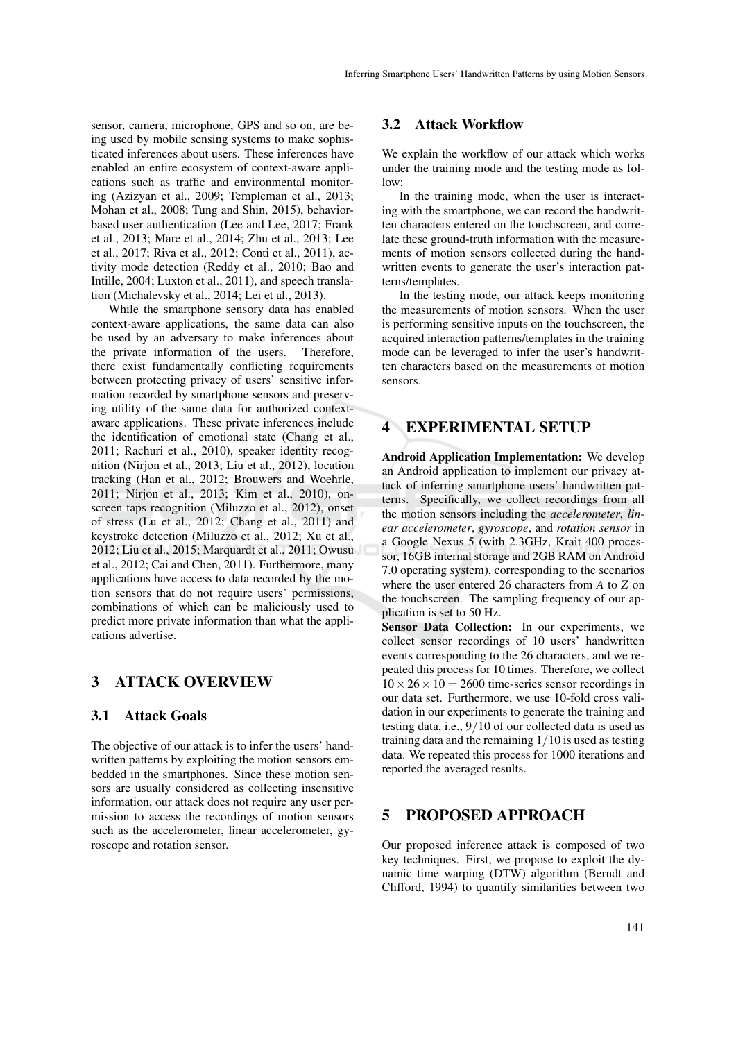sensor, camera, microphone, GPS and so on, are being used by mobile sensing systems to make sophisticated inferences about users. These inferences have enabled an entire ecosystem of context-aware applications such as traffic and environmental monitoring (Azizyan et al., 2009; Templeman et al., 2013; Mohan et al., 2008; Tung and Shin, 2015), behavior-based user authentication (Lee and Lee, 2017; Frank et al., 2013; Mare et al., 2014; Zhu et al., 2013; Lee et al., 2017; Riva et al., 2012; Conti et al., 2011), activity mode detection (Reddy et al., 2010; Bao and Intille, 2004; Luxton et al., 2011), and speech translation (Michalevsky et al., 2014; Lei et al., 2013).

While the smartphone sensory data has enabled context-aware applications, the same data can also be used by an adversary to make inferences about the private information of the users. Therefore, there exist fundamentally conflicting requirements between protecting privacy of users' sensitive information recorded by smartphone sensors and preserving utility of the same data for authorized context-aware applications. These private inferences include the identification of emotional state (Chang et al., 2011; Rachuri et al., 2010), speaker identity recognition (Nirjon et al., 2013; Liu et al., 2012), location tracking (Han et al., 2012; Brouwers and Woehrle, 2011; Nirjon et al., 2013; Kim et al., 2010), on-screen taps recognition (Miluzzo et al., 2012), onset of stress (Lu et al., 2012; Chang et al., 2011) and keystroke detection (Miluzzo et al., 2012; Xu et al., 2012; Liu et al., 2015; Marquardt et al., 2011; Owusu et al., 2012; Cai and Chen, 2011). Furthermore, many applications have access to data recorded by the motion sensors that do not require users' permissions, combinations of which can be maliciously used to predict more private information than what the applications advertise.

# 3 ATTACK OVERVIEW

## 3.1 Attack Goals

The objective of our attack is to infer the users' handwritten patterns by exploiting the motion sensors embedded in the smartphones. Since these motion sensors are usually considered as collecting insensitive information, our attack does not require any user permission to access the recordings of motion sensors such as the accelerometer, linear accelerometer, gyroscope and rotation sensor.

## 3.2 Attack Workflow

We explain the workflow of our attack which works under the training mode and the testing mode as follow:

In the training mode, when the user is interacting with the smartphone, we can record the handwritten characters entered on the touchscreen, and correlate these ground-truth information with the measurements of motion sensors collected during the handwritten events to generate the user's interaction patterns/templates.

In the testing mode, our attack keeps monitoring the measurements of motion sensors. When the user is performing sensitive inputs on the touchscreen, the acquired interaction patterns/templates in the training mode can be leveraged to infer the user's handwritten characters based on the measurements of motion sensors.

# 4 EXPERIMENTAL SETUP

**Android Application Implementation:** We develop an Android application to implement our privacy attack of inferring smartphone users' handwritten patterns. Specifically, we collect recordings from all the motion sensors including the *accelerometer*, *linear accelerometer*, *gyroscope*, and *rotation sensor* in a Google Nexus 5 (with 2.3GHz, Krait 400 processor, 16GB internal storage and 2GB RAM on Android 7.0 operating system), corresponding to the scenarios where the user entered 26 characters from *A* to *Z* on the touchscreen. The sampling frequency of our application is set to 50 Hz.

**Sensor Data Collection:** In our experiments, we collect sensor recordings of 10 users' handwritten events corresponding to the 26 characters, and we repeated this process for 10 times. Therefore, we collect $10 \times 26 \times 10 = 2600$ time-series sensor recordings in our data set. Furthermore, we use 10-fold cross validation in our experiments to generate the training and testing data, i.e., $9/10$ of our collected data is used as training data and the remaining $1/10$ is used as testing data. We repeated this process for 1000 iterations and reported the averaged results.

# 5 PROPOSED APPROACH

Our proposed inference attack is composed of two key techniques. First, we propose to exploit the dynamic time warping (DTW) algorithm (Berndt and Clifford, 1994) to quantify similarities between two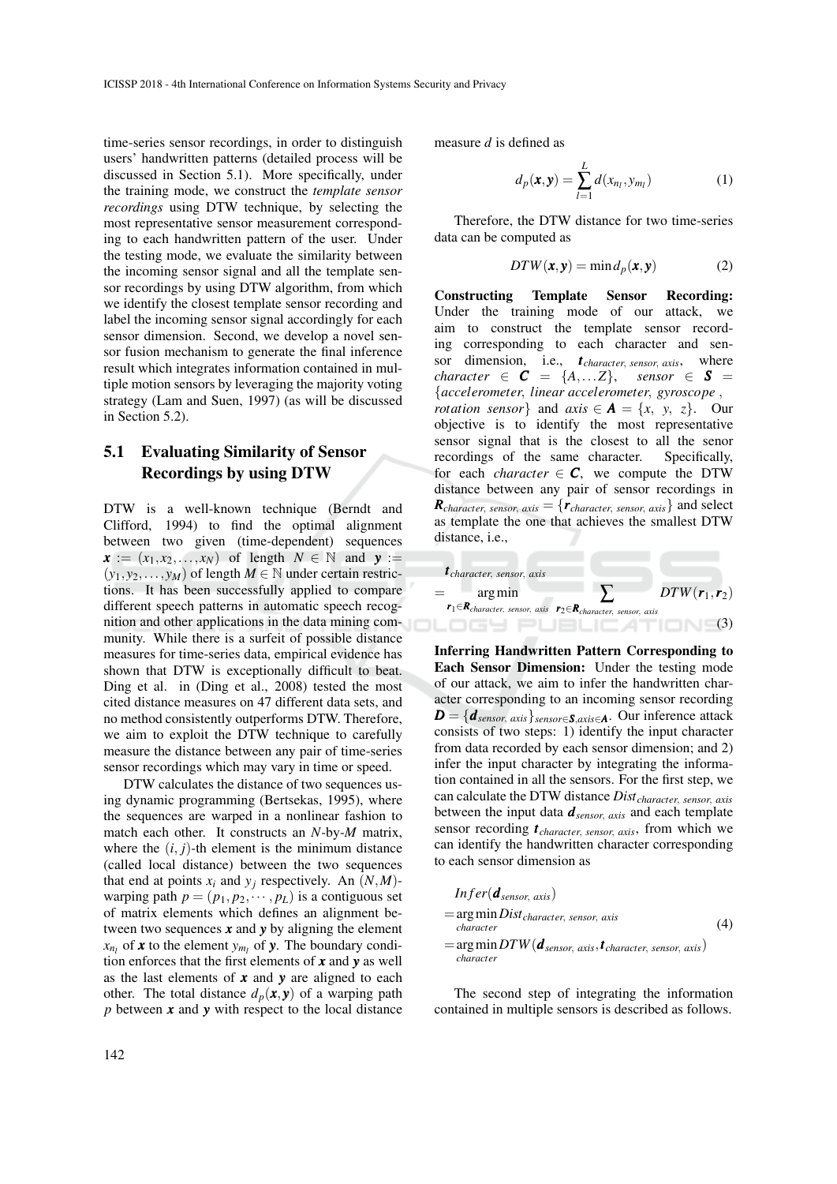time-series sensor recordings, in order to distinguish users' handwritten patterns (detailed process will be discussed in Section 5.1). More specifically, under the training mode, we construct the *template sensor recordings* using DTW technique, by selecting the most representative sensor measurement corresponding to each handwritten pattern of the user. Under the testing mode, we evaluate the similarity between the incoming sensor signal and all the template sensor recordings by using DTW algorithm, from which we identify the closest template sensor recording and label the incoming sensor signal accordingly for each sensor dimension. Second, we develop a novel sensor fusion mechanism to generate the final inference result which integrates information contained in multiple motion sensors by leveraging the majority voting strategy (Lam and Suen, 1997) (as will be discussed in Section 5.2).

## 5.1 Evaluating Similarity of Sensor Recordings by using DTW

DTW is a well-known technique (Berndt and Clifford, 1994) to find the optimal alignment between two given (time-dependent) sequences $\boldsymbol{x} := (x_1, x_2, \ldots, x_N)$ of length $N \in \mathbb{N}$ and $\boldsymbol{y} := (y_1, y_2, \ldots, y_M)$ of length $M \in \mathbb{N}$ under certain restrictions. It has been successfully applied to compare different speech patterns in automatic speech recognition and other applications in the data mining community. While there is a surfeit of possible distance measures for time-series data, empirical evidence has shown that DTW is exceptionally difficult to beat. Ding et al. in (Ding et al., 2008) tested the most cited distance measures on 47 different data sets, and no method consistently outperforms DTW. Therefore, we aim to exploit the DTW technique to carefully measure the distance between any pair of time-series sensor recordings which may vary in time or speed.

DTW calculates the distance of two sequences using dynamic programming (Bertsekas, 1995), where the sequences are warped in a nonlinear fashion to match each other. It constructs an $N$-by-$M$ matrix, where the $(i, j)$-th element is the minimum distance (called local distance) between the two sequences that end at points $x_i$ and $y_j$ respectively. An $(N, M)$-warping path $p = (p_1, p_2, \cdots, p_L)$ is a contiguous set of matrix elements which defines an alignment between two sequences $\boldsymbol{x}$ and $\boldsymbol{y}$ by aligning the element $x_{n_l}$ of $\boldsymbol{x}$ to the element $y_{m_l}$ of $\boldsymbol{y}$. The boundary condition enforces that the first elements of $\boldsymbol{x}$ and $\boldsymbol{y}$ as well as the last elements of $\boldsymbol{x}$ and $\boldsymbol{y}$ are aligned to each other. The total distance $d_p(\boldsymbol{x}, \boldsymbol{y})$ of a warping path $p$ between $\boldsymbol{x}$ and $\boldsymbol{y}$ with respect to the local distance measure $d$ is defined as

$$d_p(\boldsymbol{x}, \boldsymbol{y}) = \sum_{l=1}^{L} d(x_{n_l}, y_{m_l}) \tag{1}$$

Therefore, the DTW distance for two time-series data can be computed as

$$DTW(\boldsymbol{x}, \boldsymbol{y}) = \min d_p(\boldsymbol{x}, \boldsymbol{y}) \tag{2}$$

**Constructing Template Sensor Recording:** Under the training mode of our attack, we aim to construct the template sensor recording corresponding to each character and sensor dimension, i.e., $\boldsymbol{t}_{character,\ sensor,\ axis}$, where $character \in \boldsymbol{C} = \{A, \ldots Z\}$, $sensor \in \boldsymbol{S} = \{accelerometer,\ linear\ accelerometer,\ gyroscope\ ,\ rotation\ sensor\}$ and $axis \in \boldsymbol{A} = \{x,\ y,\ z\}$. Our objective is to identify the most representative sensor signal that is the closest to all the senor recordings of the same character. Specifically, for each $character \in \boldsymbol{C}$, we compute the DTW distance between any pair of sensor recordings in $\boldsymbol{R}_{character,\ sensor,\ axis} = \{\boldsymbol{r}_{character,\ sensor,\ axis}\}$ and select as template the one that achieves the smallest DTW distance, i.e.,

$$\boldsymbol{t}_{character,\ sensor,\ axis} = \underset{\boldsymbol{r}_1 \in \boldsymbol{R}_{character,\ sensor,\ axis}}{\arg\min} \sum_{\boldsymbol{r}_2 \in \boldsymbol{R}_{character,\ sensor,\ axis}} DTW(\boldsymbol{r}_1, \boldsymbol{r}_2) \tag{3}$$

**Inferring Handwritten Pattern Corresponding to Each Sensor Dimension:** Under the testing mode of our attack, we aim to infer the handwritten character corresponding to an incoming sensor recording $\boldsymbol{D} = \{\boldsymbol{d}_{sensor,\ axis}\}_{sensor \in \boldsymbol{S}, axis \in \boldsymbol{A}}$. Our inference attack consists of two steps: 1) identify the input character from data recorded by each sensor dimension; and 2) infer the input character by integrating the information contained in all the sensors. For the first step, we can calculate the DTW distance $Dist_{character,\ sensor,\ axis}$ between the input data $\boldsymbol{d}_{sensor,\ axis}$ and each template sensor recording $\boldsymbol{t}_{character,\ sensor,\ axis}$, from which we can identify the handwritten character corresponding to each sensor dimension as

$$\begin{aligned} & Infer(\boldsymbol{d}_{sensor,\ axis}) \\ & = \underset{character}{\arg\min}\, Dist_{character,\ sensor,\ axis} \\ & = \underset{character}{\arg\min}\, DTW(\boldsymbol{d}_{sensor,\ axis}, \boldsymbol{t}_{character,\ sensor,\ axis}) \end{aligned} \tag{4}$$

The second step of integrating the information contained in multiple sensors is described as follows.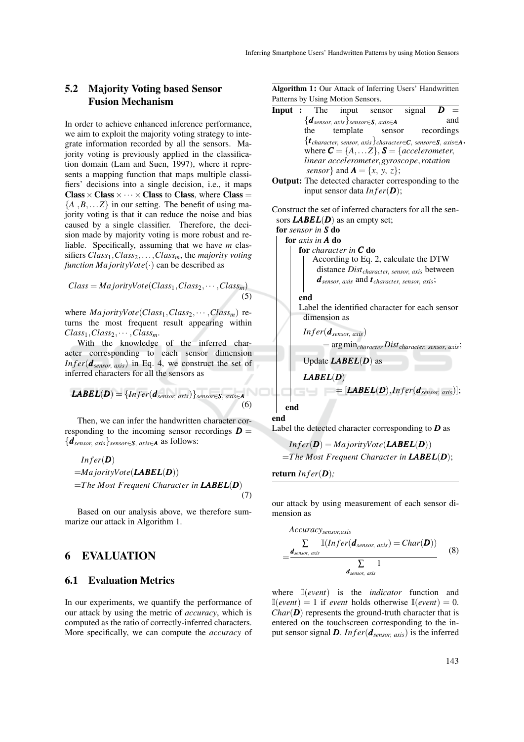### 5.2 Majority Voting based Sensor Fusion Mechanism

In order to achieve enhanced inference performance, we aim to exploit the majority voting strategy to integrate information recorded by all the sensors. Majority voting is previously applied in the classification domain (Lam and Suen, 1997), where it represents a mapping function that maps multiple classifiers' decisions into a single decision, i.e., it maps **Class** $\times$ **Class** $\times \cdots \times$ **Class** to **Class**, where **Class** $= \{A, B, \ldots Z\}$ in our setting. The benefit of using majority voting is that it can reduce the noise and bias caused by a single classifier. Therefore, the decision made by majority voting is more robust and reliable. Specifically, assuming that we have $m$ classifiers $Class_1, Class_2, \ldots, Class_m$, the *majority voting function* $MajorityVote(\cdot)$ can be described as

$$Class = MajorityVote(Class_1, Class_2, \cdots, Class_m) \tag{5}$$

where $MajorityVote(Class_1, Class_2, \cdots, Class_m)$ returns the most frequent result appearing within $Class_1, Class_2, \cdots, Class_m$.

With the knowledge of the inferred character corresponding to each sensor dimension $Infer(\boldsymbol{d}_{sensor,\ axis})$ in Eq. 4, we construct the set of inferred characters for all the sensors as

$$\boldsymbol{LABEL}(\boldsymbol{D}) = \{Infer(\boldsymbol{d}_{sensor,\ axis})\}_{sensor \in \boldsymbol{S},\ axis \in \boldsymbol{A}} \tag{6}$$

Then, we can infer the handwritten character corresponding to the incoming sensor recordings $\boldsymbol{D} = \{\boldsymbol{d}_{sensor,\ axis}\}_{sensor \in \boldsymbol{S},\ axis \in \boldsymbol{A}}$ as follows:

$$\begin{aligned} & Infer(\boldsymbol{D}) \\ =& MajorityVote(\boldsymbol{LABEL}(\boldsymbol{D})) \\ =& The\ Most\ Frequent\ Character\ in\ \boldsymbol{LABEL}(\boldsymbol{D}) \end{aligned} \tag{7}$$

Based on our analysis above, we therefore summarize our attack in Algorithm 1.

**Algorithm 1:** Our Attack of Inferring Users' Handwritten Patterns by Using Motion Sensors.

**Input :** The input sensor signal $\boldsymbol{D} = \{\boldsymbol{d}_{sensor,\ axis}\}_{sensor \in \boldsymbol{S},\ axis \in \boldsymbol{A}}$ and the template sensor recordings $\{\boldsymbol{t}_{character,\ sensor,\ axis}\}_{character \in \boldsymbol{C},\ sensor \in \boldsymbol{S},\ axis \in \boldsymbol{A}}$, where $\boldsymbol{C} = \{A, \ldots Z\}$, $\boldsymbol{S} = \{accelerometer,$ $linear\ accelerometer, gyroscope, rotation$ $sensor\}$ and $\boldsymbol{A} = \{x,\ y,\ z\}$;

**Output:** The detected character corresponding to the input sensor data $Infer(\boldsymbol{D})$;

Construct the set of inferred characters for all the sensors $\boldsymbol{LABEL}(\boldsymbol{D})$ as an empty set;
**for** *sensor in* $\boldsymbol{S}$ **do**
  **for** *axis in* $\boldsymbol{A}$ **do**
    **for** *character in* $\boldsymbol{C}$ **do**
      According to Eq. 2, calculate the DTW distance $Dist_{character,\ sensor,\ axis}$ between $\boldsymbol{d}_{sensor,\ axis}$ and $\boldsymbol{t}_{character,\ sensor,\ axis}$;
    **end**
    Label the identified character for each sensor dimension as
    $Infer(\boldsymbol{d}_{sensor,\ axis}) = \arg\min_{character} Dist_{character,\ sensor,\ axis}$;
    Update $\boldsymbol{LABEL}(\boldsymbol{D})$ as
    $\boldsymbol{LABEL}(\boldsymbol{D}) = [\boldsymbol{LABEL}(\boldsymbol{D}), Infer(\boldsymbol{d}_{sensor,\ axis})]$;
  **end**
**end**
Label the detected character corresponding to $\boldsymbol{D}$ as
$Infer(\boldsymbol{D}) = MajorityVote(\boldsymbol{LABEL}(\boldsymbol{D}))$
$= The\ Most\ Frequent\ Character\ in\ \boldsymbol{LABEL}(\boldsymbol{D})$;
**return** $Infer(\boldsymbol{D})$;

## 6 EVALUATION

### 6.1 Evaluation Metrics

In our experiments, we quantify the performance of our attack by using the metric of *accuracy*, which is computed as the ratio of correctly-inferred characters. More specifically, we can compute the *accuracy* of our attack by using measurement of each sensor dimension as

$$Accuracy_{sensor,axis} = \frac{\sum_{\boldsymbol{d}_{sensor,\ axis}} \mathbb{I}(Infer(\boldsymbol{d}_{sensor,\ axis}) = Char(\boldsymbol{D}))}{\sum_{\boldsymbol{d}_{sensor,\ axis}} 1} \tag{8}$$

where $\mathbb{I}(event)$ is the *indicator* function and $\mathbb{I}(event) = 1$ if *event* holds otherwise $\mathbb{I}(event) = 0$. $Char(\boldsymbol{D})$ represents the ground-truth character that is entered on the touchscreen corresponding to the input sensor signal $\boldsymbol{D}$. $Infer(\boldsymbol{d}_{sensor,\ axis})$ is the inferred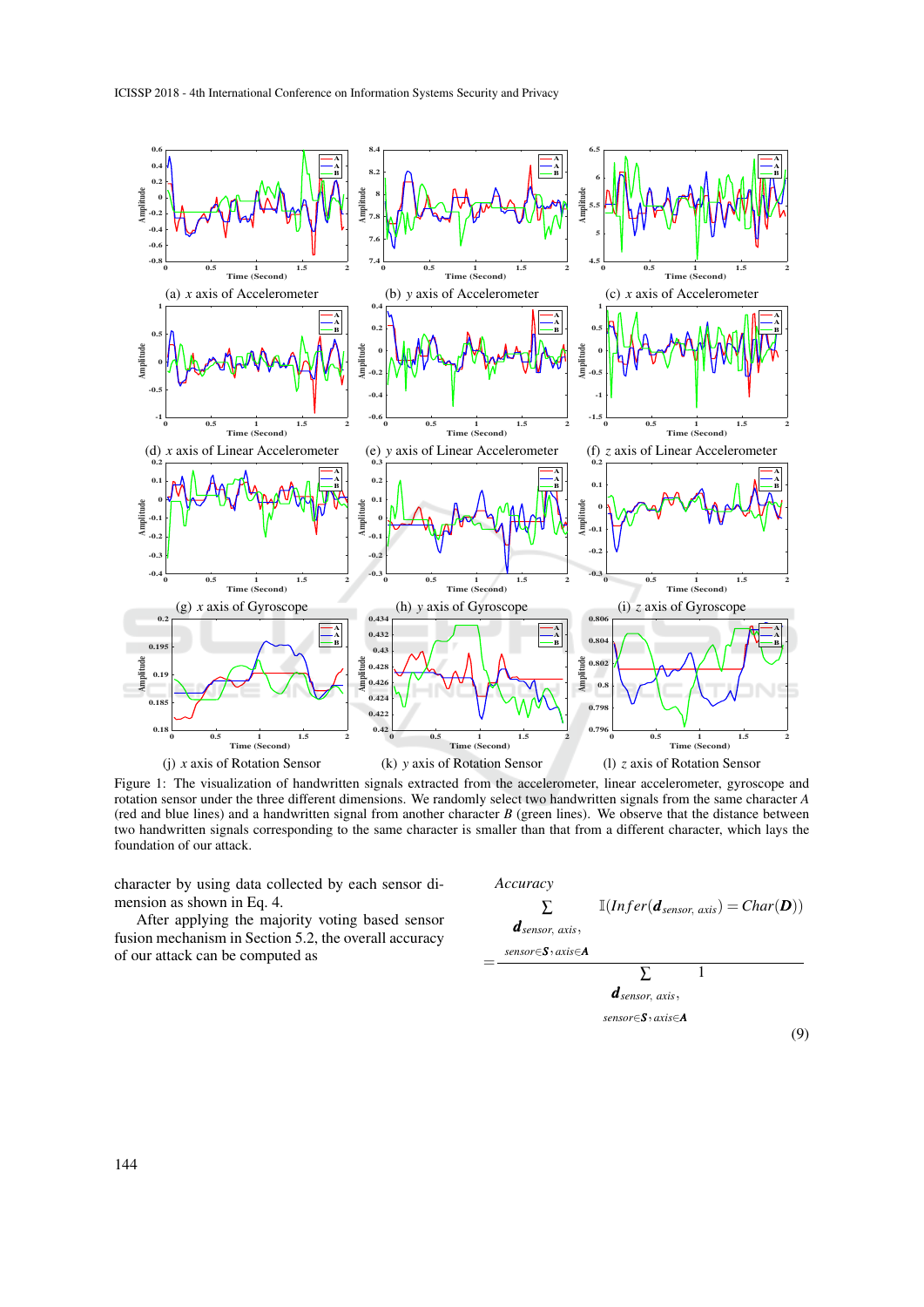(a) $x$ axis of Accelerometer

(b) $y$ axis of Accelerometer

(c) $x$ axis of Accelerometer

(d) $x$ axis of Linear Accelerometer

(e) $y$ axis of Linear Accelerometer

(f) $z$ axis of Linear Accelerometer

(g) $x$ axis of Gyroscope

(h) $y$ axis of Gyroscope

(i) $z$ axis of Gyroscope

(j) $x$ axis of Rotation Sensor

(k) $y$ axis of Rotation Sensor

(l) $z$ axis of Rotation Sensor

Figure 1: The visualization of handwritten signals extracted from the accelerometer, linear accelerometer, gyroscope and rotation sensor under the three different dimensions. We randomly select two handwritten signals from the same character $A$ (red and blue lines) and a handwritten signal from another character $B$ (green lines). We observe that the distance between two handwritten signals corresponding to the same character is smaller than that from a different character, which lays the foundation of our attack.

character by using data collected by each sensor dimension as shown in Eq. 4.

After applying the majority voting based sensor fusion mechanism in Section 5.2, the overall accuracy of our attack can be computed as

$$Accuracy = \frac{\sum_{\boldsymbol{d}_{sensor,\ axis},\ sensor \in \boldsymbol{S},\ axis \in \boldsymbol{A}} \mathbb{I}(Infer(\boldsymbol{d}_{sensor,\ axis}) = Char(\boldsymbol{D}))}{\sum_{\boldsymbol{d}_{sensor,\ axis},\ sensor \in \boldsymbol{S},\ axis \in \boldsymbol{A}} 1} \tag{9}$$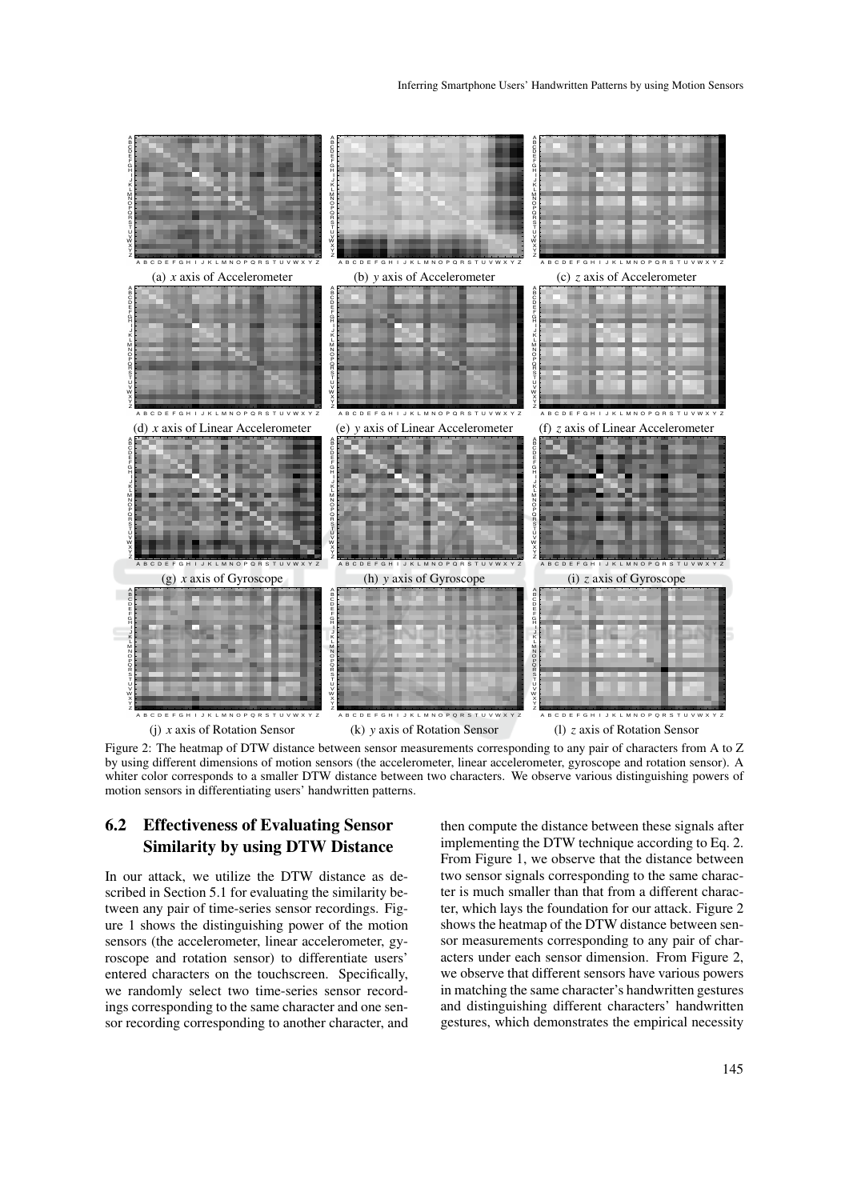(a) *x* axis of Accelerometer (b) *y* axis of Accelerometer (c) *z* axis of Accelerometer

(d) *x* axis of Linear Accelerometer (e) *y* axis of Linear Accelerometer (f) *z* axis of Linear Accelerometer

(g) *x* axis of Gyroscope (h) *y* axis of Gyroscope (i) *z* axis of Gyroscope

(j) *x* axis of Rotation Sensor (k) *y* axis of Rotation Sensor (l) *z* axis of Rotation Sensor

Figure 2: The heatmap of DTW distance between sensor measurements corresponding to any pair of characters from A to Z by using different dimensions of motion sensors (the accelerometer, linear accelerometer, gyroscope and rotation sensor). A whiter color corresponds to a smaller DTW distance between two characters. We observe various distinguishing powers of motion sensors in differentiating users' handwritten patterns.

## 6.2 Effectiveness of Evaluating Sensor Similarity by using DTW Distance

In our attack, we utilize the DTW distance as described in Section 5.1 for evaluating the similarity between any pair of time-series sensor recordings. Figure 1 shows the distinguishing power of the motion sensors (the accelerometer, linear accelerometer, gyroscope and rotation sensor) to differentiate users' entered characters on the touchscreen. Specifically, we randomly select two time-series sensor recordings corresponding to the same character and one sensor recording corresponding to another character, and then compute the distance between these signals after implementing the DTW technique according to Eq. 2. From Figure 1, we observe that the distance between two sensor signals corresponding to the same character is much smaller than that from a different character, which lays the foundation for our attack. Figure 2 shows the heatmap of the DTW distance between sensor measurements corresponding to any pair of characters under each sensor dimension. From Figure 2, we observe that different sensors have various powers in matching the same character's handwritten gestures and distinguishing different characters' handwritten gestures, which demonstrates the empirical necessity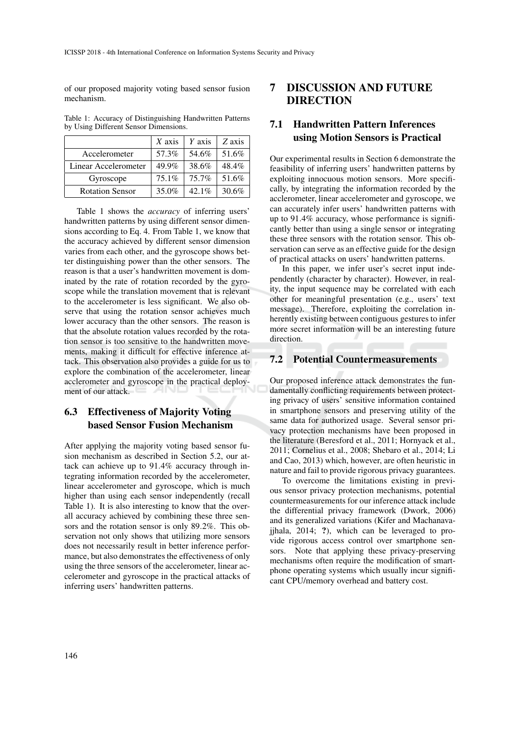of our proposed majority voting based sensor fusion mechanism.

Table 1: Accuracy of Distinguishing Handwritten Patterns by Using Different Sensor Dimensions.

| | $X$ axis | $Y$ axis | $Z$ axis |
|---|---|---|---|
| Accelerometer | 57.3% | 54.6% | 51.6% |
| Linear Accelerometer | 49.9% | 38.6% | 48.4% |
| Gyroscope | 75.1% | 75.7% | 51.6% |
| Rotation Sensor | 35.0% | 42.1% | 30.6% |

Table 1 shows the *accuracy* of inferring users' handwritten patterns by using different sensor dimensions according to Eq. 4. From Table 1, we know that the accuracy achieved by different sensor dimension varies from each other, and the gyroscope shows better distinguishing power than the other sensors. The reason is that a user's handwritten movement is dominated by the rate of rotation recorded by the gyroscope while the translation movement that is relevant to the accelerometer is less significant. We also observe that using the rotation sensor achieves much lower accuracy than the other sensors. The reason is that the absolute rotation values recorded by the rotation sensor is too sensitive to the handwritten movements, making it difficult for effective inference attack. This observation also provides a guide for us to explore the combination of the accelerometer, linear acclerometer and gyroscope in the practical deployment of our attack.

## 6.3 Effectiveness of Majority Voting based Sensor Fusion Mechanism

After applying the majority voting based sensor fusion mechanism as described in Section 5.2, our attack can achieve up to 91.4% accuracy through integrating information recorded by the accelerometer, linear accelerometer and gyroscope, which is much higher than using each sensor independently (recall Table 1). It is also interesting to know that the overall accuracy achieved by combining these three sensors and the rotation sensor is only 89.2%. This observation not only shows that utilizing more sensors does not necessarily result in better inference performance, but also demonstrates the effectiveness of only using the three sensors of the accelerometer, linear accelerometer and gyroscope in the practical attacks of inferring users' handwritten patterns.

# 7 DISCUSSION AND FUTURE DIRECTION

## 7.1 Handwritten Pattern Inferences using Motion Sensors is Practical

Our experimental results in Section 6 demonstrate the feasibility of inferring users' handwritten patterns by exploiting innocuous motion sensors. More specifically, by integrating the information recorded by the acclerometer, linear accelerometer and gyroscope, we can accurately infer users' handwritten patterns with up to 91.4% accuracy, whose performance is significantly better than using a single sensor or integrating these three sensors with the rotation sensor. This observation can serve as an effective guide for the design of practical attacks on users' handwritten patterns.

In this paper, we infer user's secret input independently (character by character). However, in reality, the input sequence may be correlated with each other for meaningful presentation (e.g., users' text message). Therefore, exploiting the correlation inherently existing between contiguous gestures to infer more secret information will be an interesting future direction.

## 7.2 Potential Countermeasurements

Our proposed inference attack demonstrates the fundamentally conflicting requirements between protecting privacy of users' sensitive information contained in smartphone sensors and preserving utility of the same data for authorized usage. Several sensor privacy protection mechanisms have been proposed in the literature (Beresford et al., 2011; Hornyack et al., 2011; Cornelius et al., 2008; Shebaro et al., 2014; Li and Cao, 2013) which, however, are often heuristic in nature and fail to provide rigorous privacy guarantees.

To overcome the limitations existing in previous sensor privacy protection mechanisms, potential countermeasurements for our inference attack include the differential privacy framework (Dwork, 2006) and its generalized variations (Kifer and Machanavajjhala, 2014; **?**), which can be leveraged to provide rigorous access control over smartphone sensors. Note that applying these privacy-preserving mechanisms often require the modification of smartphone operating systems which usually incur significant CPU/memory overhead and battery cost.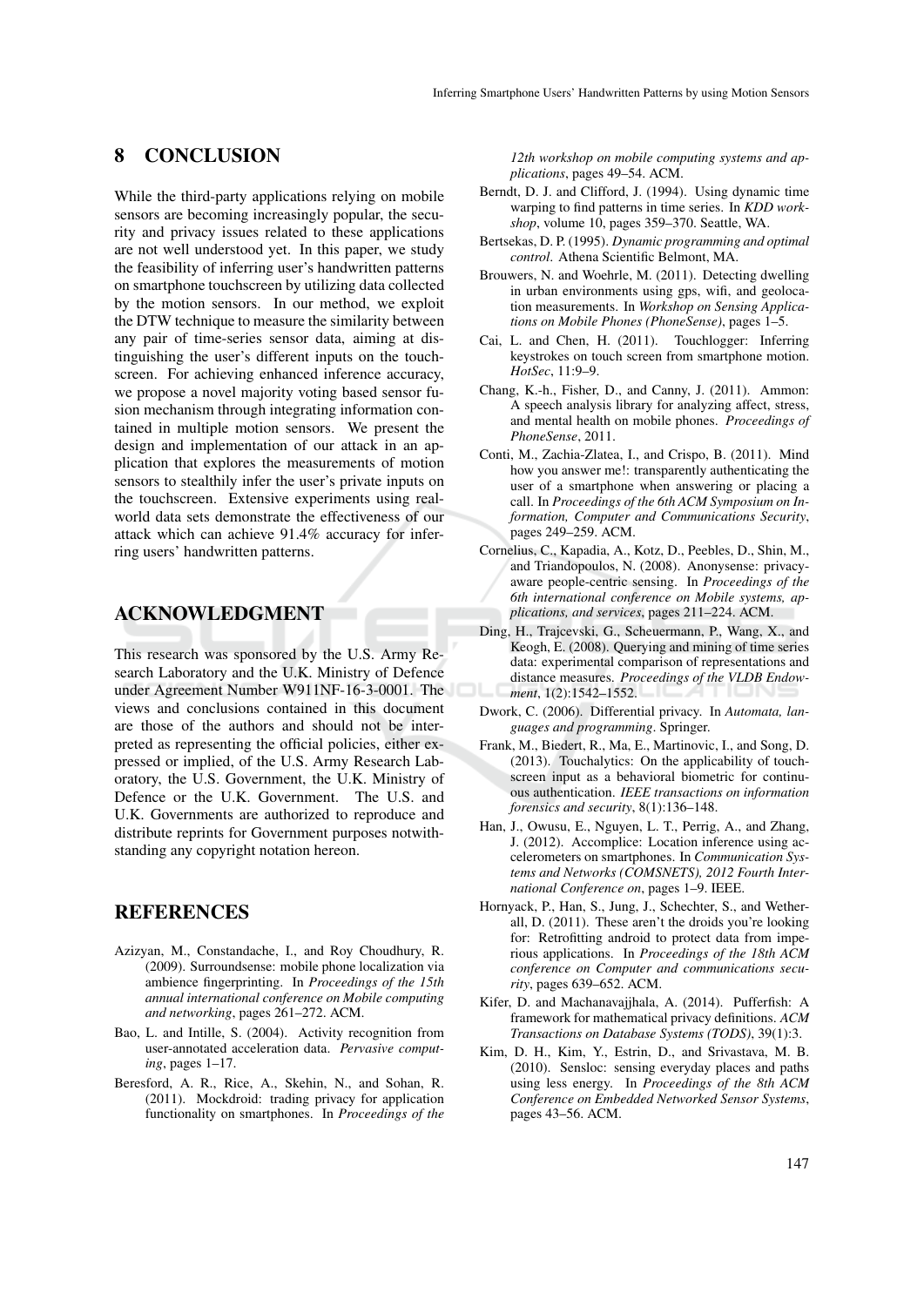## 8 CONCLUSION

While the third-party applications relying on mobile sensors are becoming increasingly popular, the security and privacy issues related to these applications are not well understood yet. In this paper, we study the feasibility of inferring user's handwritten patterns on smartphone touchscreen by utilizing data collected by the motion sensors. In our method, we exploit the DTW technique to measure the similarity between any pair of time-series sensor data, aiming at distinguishing the user's different inputs on the touchscreen. For achieving enhanced inference accuracy, we propose a novel majority voting based sensor fusion mechanism through integrating information contained in multiple motion sensors. We present the design and implementation of our attack in an application that explores the measurements of motion sensors to stealthily infer the user's private inputs on the touchscreen. Extensive experiments using real-world data sets demonstrate the effectiveness of our attack which can achieve 91.4% accuracy for inferring users' handwritten patterns.

## ACKNOWLEDGMENT

This research was sponsored by the U.S. Army Research Laboratory and the U.K. Ministry of Defence under Agreement Number W911NF-16-3-0001. The views and conclusions contained in this document are those of the authors and should not be interpreted as representing the official policies, either expressed or implied, of the U.S. Army Research Laboratory, the U.S. Government, the U.K. Ministry of Defence or the U.K. Government. The U.S. and U.K. Governments are authorized to reproduce and distribute reprints for Government purposes notwithstanding any copyright notation hereon.

## REFERENCES

Azizyan, M., Constandache, I., and Roy Choudhury, R. (2009). Surroundsense: mobile phone localization via ambience fingerprinting. In *Proceedings of the 15th annual international conference on Mobile computing and networking*, pages 261–272. ACM.

Bao, L. and Intille, S. (2004). Activity recognition from user-annotated acceleration data. *Pervasive computing*, pages 1–17.

Beresford, A. R., Rice, A., Skehin, N., and Sohan, R. (2011). Mockdroid: trading privacy for application functionality on smartphones. In *Proceedings of the 12th workshop on mobile computing systems and applications*, pages 49–54. ACM.

Berndt, D. J. and Clifford, J. (1994). Using dynamic time warping to find patterns in time series. In *KDD workshop*, volume 10, pages 359–370. Seattle, WA.

Bertsekas, D. P. (1995). *Dynamic programming and optimal control*. Athena Scientific Belmont, MA.

Brouwers, N. and Woehrle, M. (2011). Detecting dwelling in urban environments using gps, wifi, and geolocation measurements. In *Workshop on Sensing Applications on Mobile Phones (PhoneSense)*, pages 1–5.

Cai, L. and Chen, H. (2011). Touchlogger: Inferring keystrokes on touch screen from smartphone motion. *HotSec*, 11:9–9.

Chang, K.-h., Fisher, D., and Canny, J. (2011). Ammon: A speech analysis library for analyzing affect, stress, and mental health on mobile phones. *Proceedings of PhoneSense*, 2011.

Conti, M., Zachia-Zlatea, I., and Crispo, B. (2011). Mind how you answer me!: transparently authenticating the user of a smartphone when answering or placing a call. In *Proceedings of the 6th ACM Symposium on Information, Computer and Communications Security*, pages 249–259. ACM.

Cornelius, C., Kapadia, A., Kotz, D., Peebles, D., Shin, M., and Triandopoulos, N. (2008). Anonysense: privacy-aware people-centric sensing. In *Proceedings of the 6th international conference on Mobile systems, applications, and services*, pages 211–224. ACM.

Ding, H., Trajcevski, G., Scheuermann, P., Wang, X., and Keogh, E. (2008). Querying and mining of time series data: experimental comparison of representations and distance measures. *Proceedings of the VLDB Endowment*, 1(2):1542–1552.

Dwork, C. (2006). Differential privacy. In *Automata, languages and programming*. Springer.

Frank, M., Biedert, R., Ma, E., Martinovic, I., and Song, D. (2013). Touchalytics: On the applicability of touchscreen input as a behavioral biometric for continuous authentication. *IEEE transactions on information forensics and security*, 8(1):136–148.

Han, J., Owusu, E., Nguyen, L. T., Perrig, A., and Zhang, J. (2012). Accomplice: Location inference using accelerometers on smartphones. In *Communication Systems and Networks (COMSNETS), 2012 Fourth International Conference on*, pages 1–9. IEEE.

Hornyack, P., Han, S., Jung, J., Schechter, S., and Wetherall, D. (2011). These aren't the droids you're looking for: Retrofitting android to protect data from imperious applications. In *Proceedings of the 18th ACM conference on Computer and communications security*, pages 639–652. ACM.

Kifer, D. and Machanavajjhala, A. (2014). Pufferfish: A framework for mathematical privacy definitions. *ACM Transactions on Database Systems (TODS)*, 39(1):3.

Kim, D. H., Kim, Y., Estrin, D., and Srivastava, M. B. (2010). Sensloc: sensing everyday places and paths using less energy. In *Proceedings of the 8th ACM Conference on Embedded Networked Sensor Systems*, pages 43–56. ACM.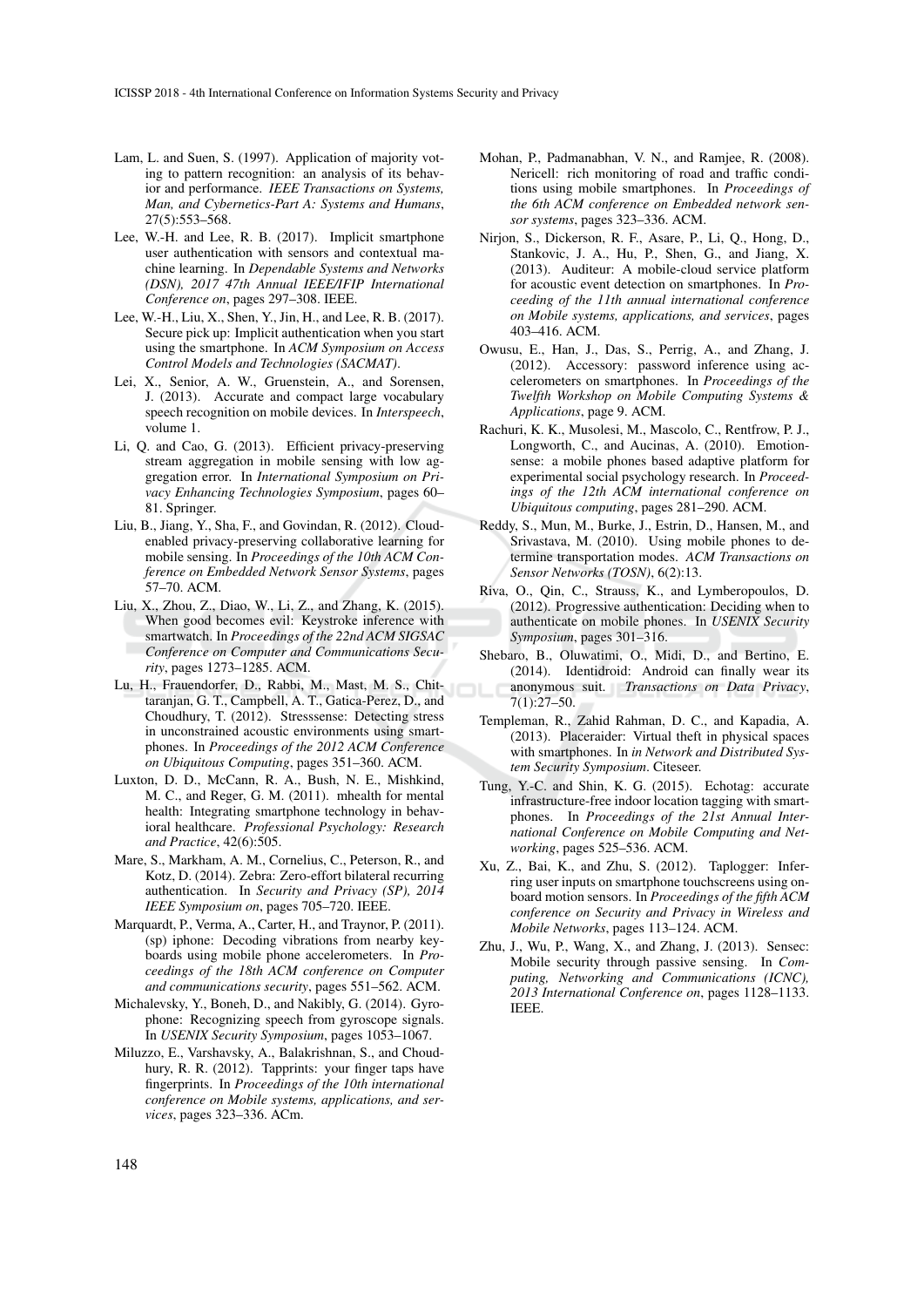Lam, L. and Suen, S. (1997). Application of majority voting to pattern recognition: an analysis of its behavior and performance. *IEEE Transactions on Systems, Man, and Cybernetics-Part A: Systems and Humans*, 27(5):553–568.

Lee, W.-H. and Lee, R. B. (2017). Implicit smartphone user authentication with sensors and contextual machine learning. In *Dependable Systems and Networks (DSN), 2017 47th Annual IEEE/IFIP International Conference on*, pages 297–308. IEEE.

Lee, W.-H., Liu, X., Shen, Y., Jin, H., and Lee, R. B. (2017). Secure pick up: Implicit authentication when you start using the smartphone. In *ACM Symposium on Access Control Models and Technologies (SACMAT)*.

Lei, X., Senior, A. W., Gruenstein, A., and Sorensen, J. (2013). Accurate and compact large vocabulary speech recognition on mobile devices. In *Interspeech*, volume 1.

Li, Q. and Cao, G. (2013). Efficient privacy-preserving stream aggregation in mobile sensing with low aggregation error. In *International Symposium on Privacy Enhancing Technologies Symposium*, pages 60–81. Springer.

Liu, B., Jiang, Y., Sha, F., and Govindan, R. (2012). Cloud-enabled privacy-preserving collaborative learning for mobile sensing. In *Proceedings of the 10th ACM Conference on Embedded Network Sensor Systems*, pages 57–70. ACM.

Liu, X., Zhou, Z., Diao, W., Li, Z., and Zhang, K. (2015). When good becomes evil: Keystroke inference with smartwatch. In *Proceedings of the 22nd ACM SIGSAC Conference on Computer and Communications Security*, pages 1273–1285. ACM.

Lu, H., Frauendorfer, D., Rabbi, M., Mast, M. S., Chittaranjan, G. T., Campbell, A. T., Gatica-Perez, D., and Choudhury, T. (2012). Stresssense: Detecting stress in unconstrained acoustic environments using smartphones. In *Proceedings of the 2012 ACM Conference on Ubiquitous Computing*, pages 351–360. ACM.

Luxton, D. D., McCann, R. A., Bush, N. E., Mishkind, M. C., and Reger, G. M. (2011). mhealth for mental health: Integrating smartphone technology in behavioral healthcare. *Professional Psychology: Research and Practice*, 42(6):505.

Mare, S., Markham, A. M., Cornelius, C., Peterson, R., and Kotz, D. (2014). Zebra: Zero-effort bilateral recurring authentication. In *Security and Privacy (SP), 2014 IEEE Symposium on*, pages 705–720. IEEE.

Marquardt, P., Verma, A., Carter, H., and Traynor, P. (2011). (sp) iphone: Decoding vibrations from nearby keyboards using mobile phone accelerometers. In *Proceedings of the 18th ACM conference on Computer and communications security*, pages 551–562. ACM.

Michalevsky, Y., Boneh, D., and Nakibly, G. (2014). Gyrophone: Recognizing speech from gyroscope signals. In *USENIX Security Symposium*, pages 1053–1067.

Miluzzo, E., Varshavsky, A., Balakrishnan, S., and Choudhury, R. R. (2012). Tapprints: your finger taps have fingerprints. In *Proceedings of the 10th international conference on Mobile systems, applications, and services*, pages 323–336. ACm.

Mohan, P., Padmanabhan, V. N., and Ramjee, R. (2008). Nericell: rich monitoring of road and traffic conditions using mobile smartphones. In *Proceedings of the 6th ACM conference on Embedded network sensor systems*, pages 323–336. ACM.

Nirjon, S., Dickerson, R. F., Asare, P., Li, Q., Hong, D., Stankovic, J. A., Hu, P., Shen, G., and Jiang, X. (2013). Auditeur: A mobile-cloud service platform for acoustic event detection on smartphones. In *Proceeding of the 11th annual international conference on Mobile systems, applications, and services*, pages 403–416. ACM.

Owusu, E., Han, J., Das, S., Perrig, A., and Zhang, J. (2012). Accessory: password inference using accelerometers on smartphones. In *Proceedings of the Twelfth Workshop on Mobile Computing Systems & Applications*, page 9. ACM.

Rachuri, K. K., Musolesi, M., Mascolo, C., Rentfrow, P. J., Longworth, C., and Aucinas, A. (2010). Emotionsense: a mobile phones based adaptive platform for experimental social psychology research. In *Proceedings of the 12th ACM international conference on Ubiquitous computing*, pages 281–290. ACM.

Reddy, S., Mun, M., Burke, J., Estrin, D., Hansen, M., and Srivastava, M. (2010). Using mobile phones to determine transportation modes. *ACM Transactions on Sensor Networks (TOSN)*, 6(2):13.

Riva, O., Qin, C., Strauss, K., and Lymberopoulos, D. (2012). Progressive authentication: Deciding when to authenticate on mobile phones. In *USENIX Security Symposium*, pages 301–316.

Shebaro, B., Oluwatimi, O., Midi, D., and Bertino, E. (2014). Identidroid: Android can finally wear its anonymous suit. *Transactions on Data Privacy*, 7(1):27–50.

Templeman, R., Zahid Rahman, D. C., and Kapadia, A. (2013). Placeraider: Virtual theft in physical spaces with smartphones. In *in Network and Distributed System Security Symposium*. Citeseer.

Tung, Y.-C. and Shin, K. G. (2015). Echotag: accurate infrastructure-free indoor location tagging with smartphones. In *Proceedings of the 21st Annual International Conference on Mobile Computing and Networking*, pages 525–536. ACM.

Xu, Z., Bai, K., and Zhu, S. (2012). Taplogger: Inferring user inputs on smartphone touchscreens using onboard motion sensors. In *Proceedings of the fifth ACM conference on Security and Privacy in Wireless and Mobile Networks*, pages 113–124. ACM.

Zhu, J., Wu, P., Wang, X., and Zhang, J. (2013). Sensec: Mobile security through passive sensing. In *Computing, Networking and Communications (ICNC), 2013 International Conference on*, pages 1128–1133. IEEE.